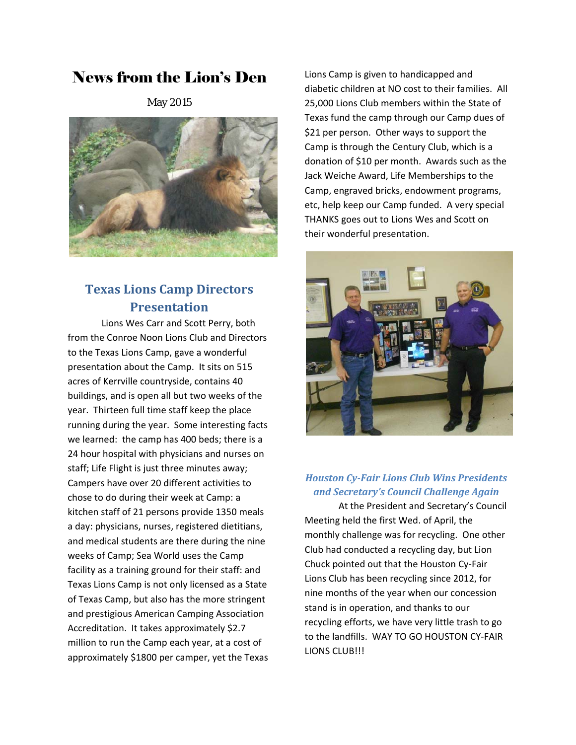# News from the Lion's Den

May 2015

## Texas Lions Camp Directors Presentation

Lions Wes Carr and Scott Perry, both from the Conroe Noon Lions Club and Directors to the Texas Lions Camp, gave a wonderful presentation about the Camp. It sits on 515 acres of Kerrville countryside, contains 40 buildings, and is open all but two weeks of the year. Thirteen full time staff keep the place running during the year. Some interesting facts we learned: the camp has 400 beds; there is a 24 hour hospital with physicians and nurses on staff; Life Flight is just three minutes away; Campers have over 20 different activities to chose to do during their week at Camp: a kitchen staff of 21 persons provide 1350 meals a day: physicians, nurses, registered dietitians, and medical students are there during the nine weeks of Camp; Sea World uses the Camp facility as a training ground for their staff: and Texas Lions Camp is not only licensed as a State of Texas Camp, but also has the more stringent and prestigious American Camping Association Accreditation. It takes approximately $2.7 million to run the Camp each year, at a cost of approximately $1800 per camper, yet the Texas Lions Camp is given to handicapped and diabetic children at NO cost to their families. All 25,000 Lions Club members within the State of Texas fund the camp through our Camp dues of $21 per person. Other ways to support the Camp is through the Century Club, which is a donation of $10 per month. Awards such as the Jack Weiche Award, Life Memberships to the Camp, engraved bricks, endowment programs, etc, help keep our Camp funded. A very special THANKS goes out to Lions Wes and Scott on their wonderful presentation.

### *Houston Cy-Fair Lions Club Wins Presidents and Secretary's Council Challenge Again*

At the President and Secretary's Council Meeting held the first Wed. of April, the monthly challenge was for recycling. One other Club had conducted a recycling day, but Lion Chuck pointed out that the Houston Cy-Fair Lions Club has been recycling since 2012, for nine months of the year when our concession stand is in operation, and thanks to our recycling efforts, we have very little trash to go to the landfills. WAY TO GO HOUSTON CY-FAIR LIONS CLUB!!!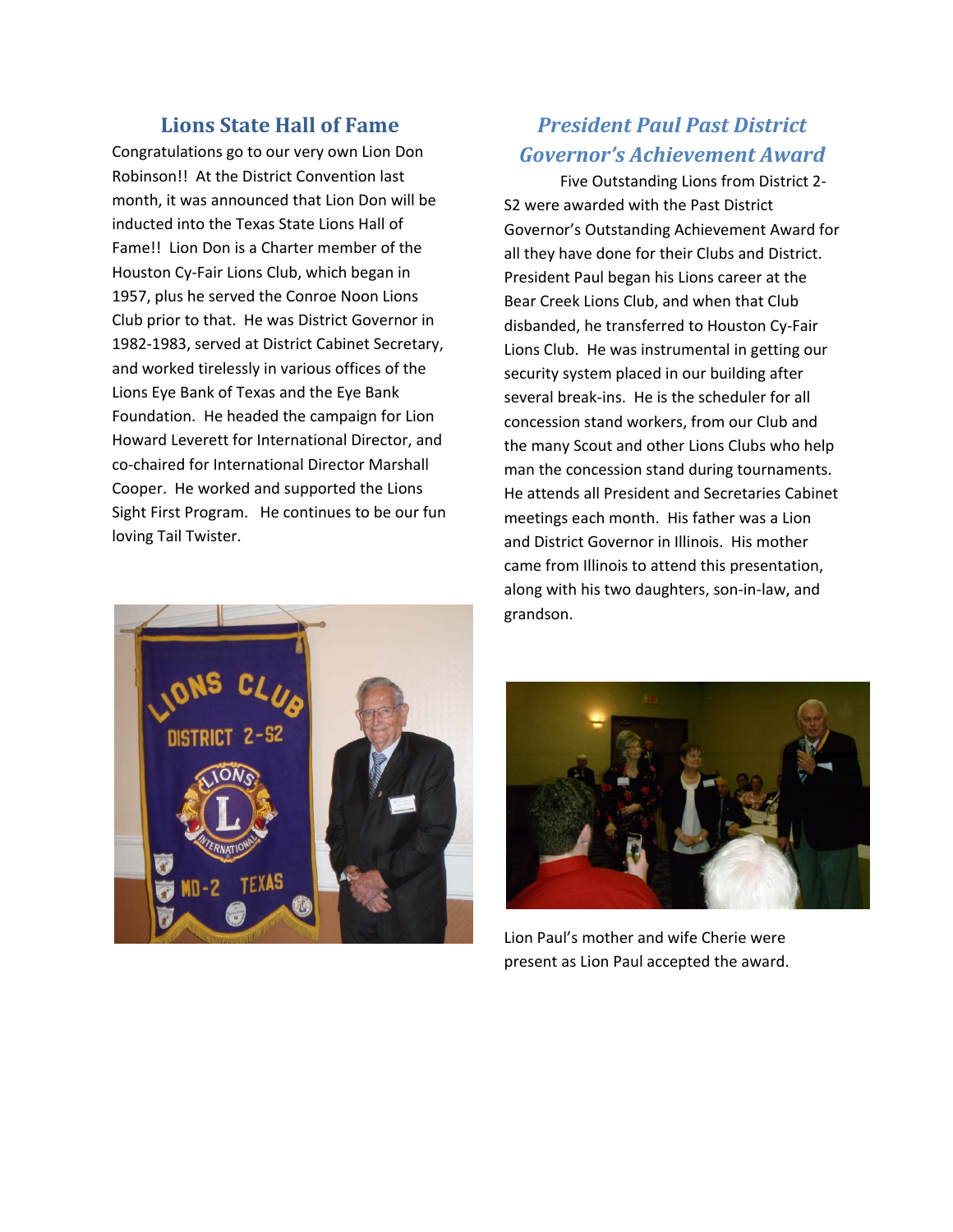## Lions State Hall of Fame

Congratulations go to our very own Lion Don Robinson!! At the District Convention last month, it was announced that Lion Don will be inducted into the Texas State Lions Hall of Fame!! Lion Don is a Charter member of the Houston Cy-Fair Lions Club, which began in 1957, plus he served the Conroe Noon Lions Club prior to that. He was District Governor in 1982-1983, served at District Cabinet Secretary, and worked tirelessly in various offices of the Lions Eye Bank of Texas and the Eye Bank Foundation. He headed the campaign for Lion Howard Leverett for International Director, and co-chaired for International Director Marshall Cooper. He worked and supported the Lions Sight First Program. He continues to be our fun loving Tail Twister.

## *President Paul Past District Governor's Achievement Award*

Five Outstanding Lions from District 2-S2 were awarded with the Past District Governor's Outstanding Achievement Award for all they have done for their Clubs and District. President Paul began his Lions career at the Bear Creek Lions Club, and when that Club disbanded, he transferred to Houston Cy-Fair Lions Club. He was instrumental in getting our security system placed in our building after several break-ins. He is the scheduler for all concession stand workers, from our Club and the many Scout and other Lions Clubs who help man the concession stand during tournaments. He attends all President and Secretaries Cabinet meetings each month. His father was a Lion and District Governor in Illinois. His mother came from Illinois to attend this presentation, along with his two daughters, son-in-law, and grandson.

Lion Paul's mother and wife Cherie were present as Lion Paul accepted the award.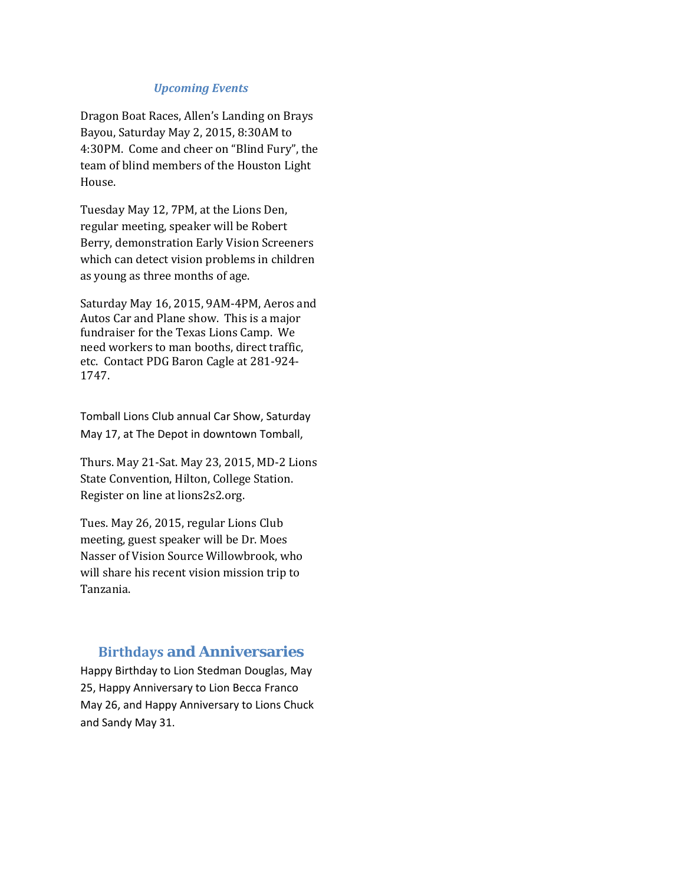### *Upcoming Events*

Dragon Boat Races, Allen's Landing on Brays Bayou, Saturday May 2, 2015, 8:30AM to 4:30PM. Come and cheer on "Blind Fury", the team of blind members of the Houston Light House.

Tuesday May 12, 7PM, at the Lions Den, regular meeting, speaker will be Robert Berry, demonstration Early Vision Screeners which can detect vision problems in children as young as three months of age.

Saturday May 16, 2015, 9AM-4PM, Aeros and Autos Car and Plane show. This is a major fundraiser for the Texas Lions Camp. We need workers to man booths, direct traffic, etc. Contact PDG Baron Cagle at 281-924-1747.

Tomball Lions Club annual Car Show, Saturday May 17, at The Depot in downtown Tomball,

Thurs. May 21-Sat. May 23, 2015, MD-2 Lions State Convention, Hilton, College Station. Register on line at lions2s2.org.

Tues. May 26, 2015, regular Lions Club meeting, guest speaker will be Dr. Moes Nasser of Vision Source Willowbrook, who will share his recent vision mission trip to Tanzania.

## Birthdays and Anniversaries

Happy Birthday to Lion Stedman Douglas, May 25, Happy Anniversary to Lion Becca Franco May 26, and Happy Anniversary to Lions Chuck and Sandy May 31.